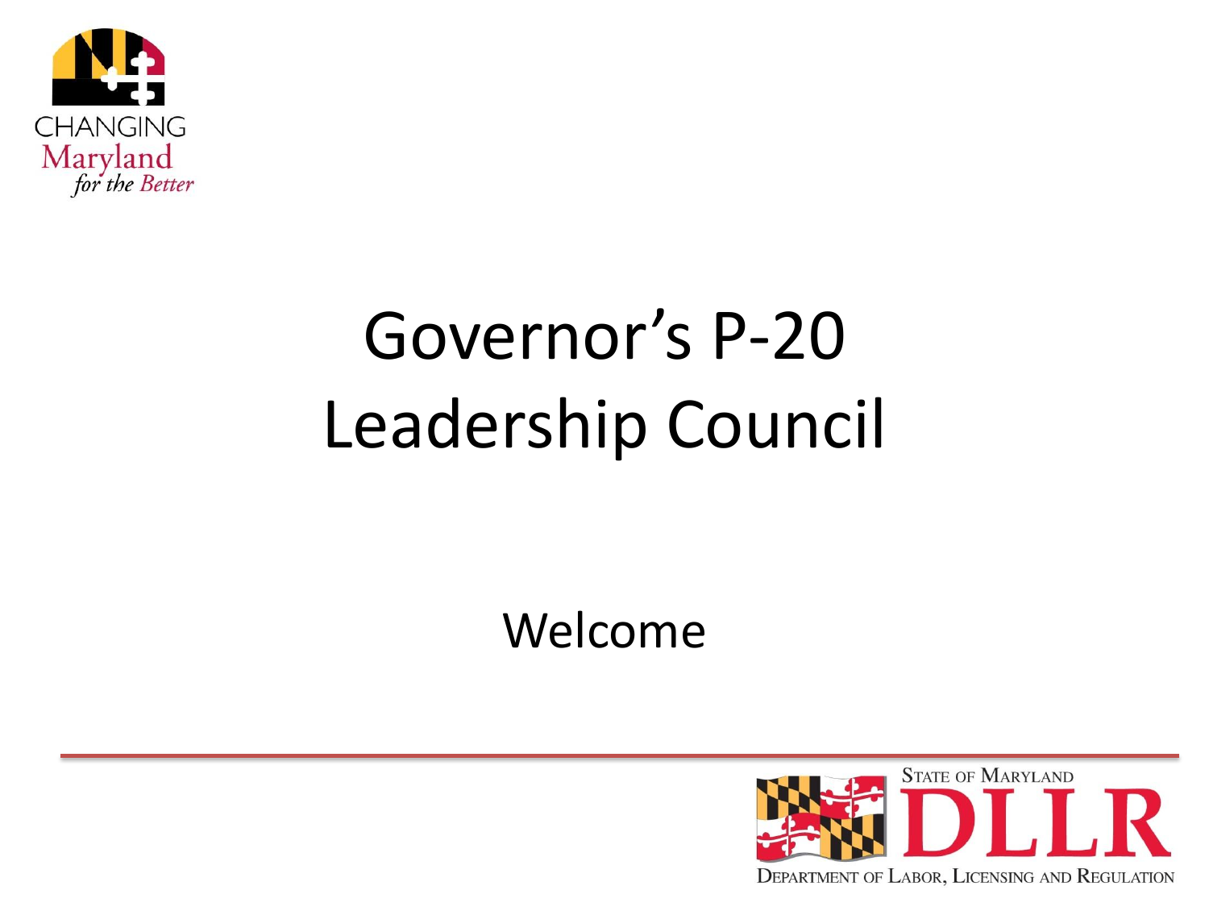CHANGING Maryland *for the Better*

# Governor's P-20 Leadership Council

Welcome

STATE OF MARYLAND DLLR DEPARTMENT OF LABOR, LICENSING AND REGULATION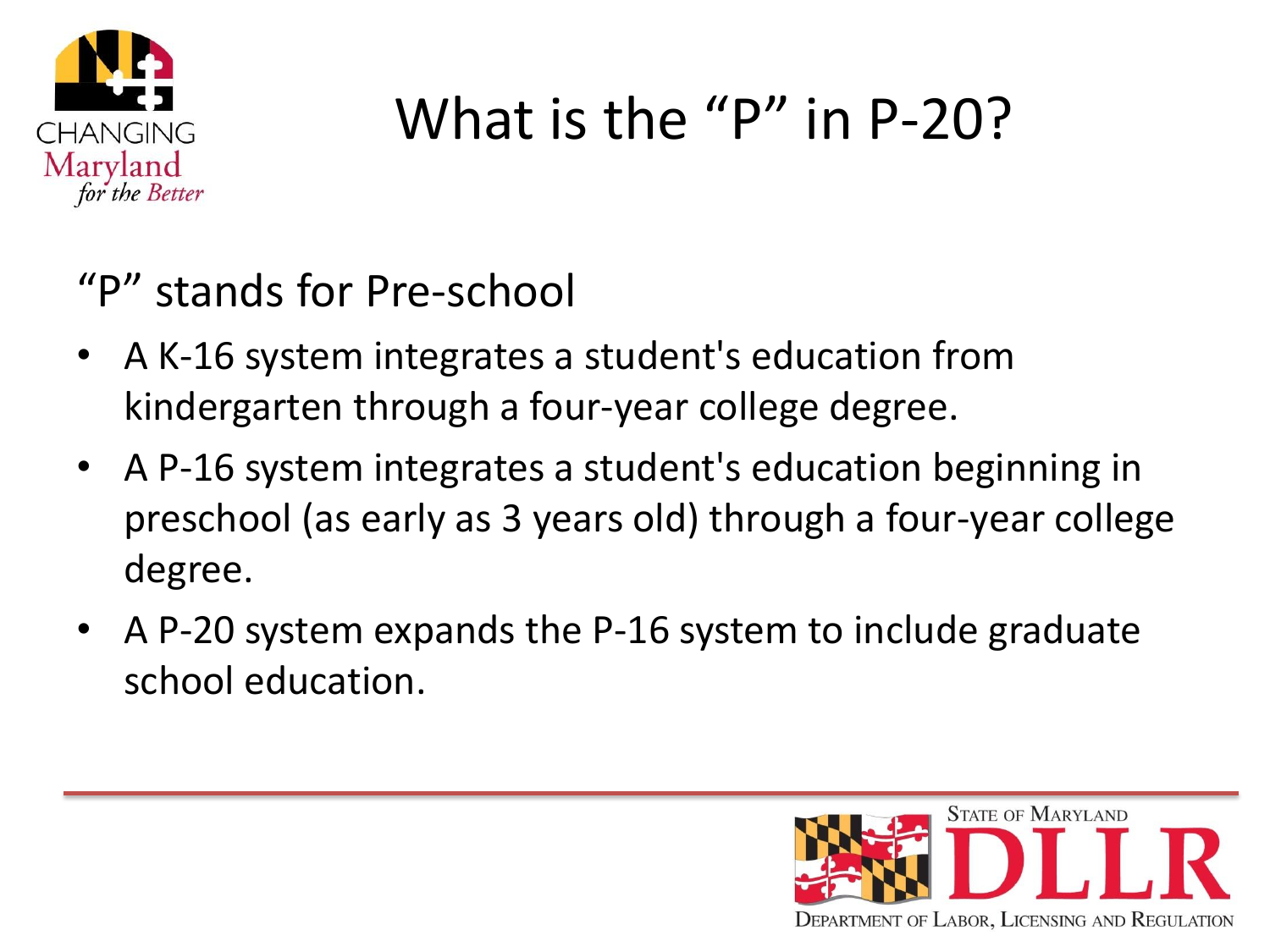# What is the "P" in P-20?

"P" stands for Pre-school

- A K-16 system integrates a student's education from kindergarten through a four-year college degree.
- A P-16 system integrates a student's education beginning in preschool (as early as 3 years old) through a four-year college degree.
- A P-20 system expands the P-16 system to include graduate school education.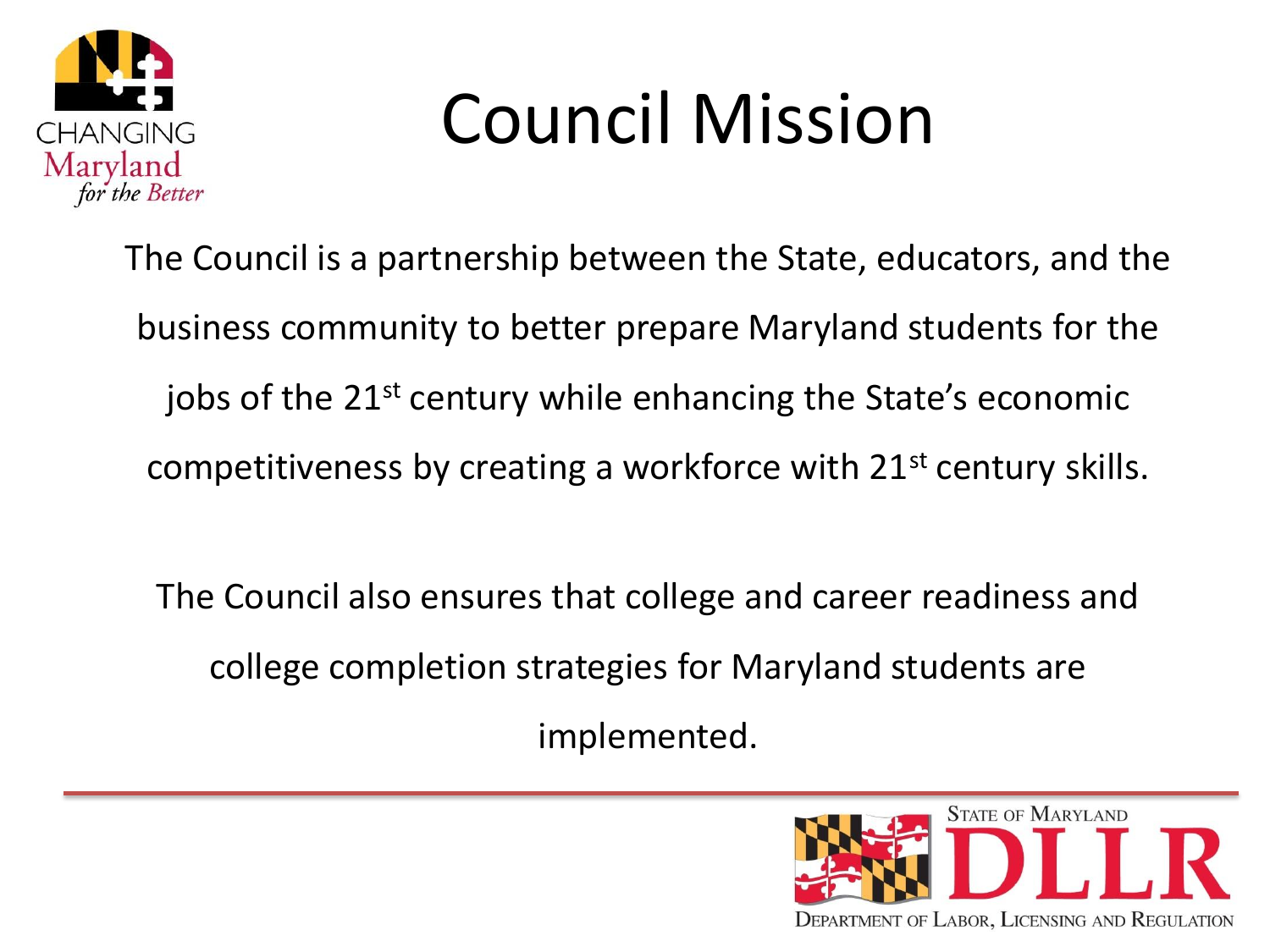# Council Mission

The Council is a partnership between the State, educators, and the business community to better prepare Maryland students for the jobs of the 21st century while enhancing the State's economic competitiveness by creating a workforce with 21st century skills.

The Council also ensures that college and career readiness and college completion strategies for Maryland students are implemented.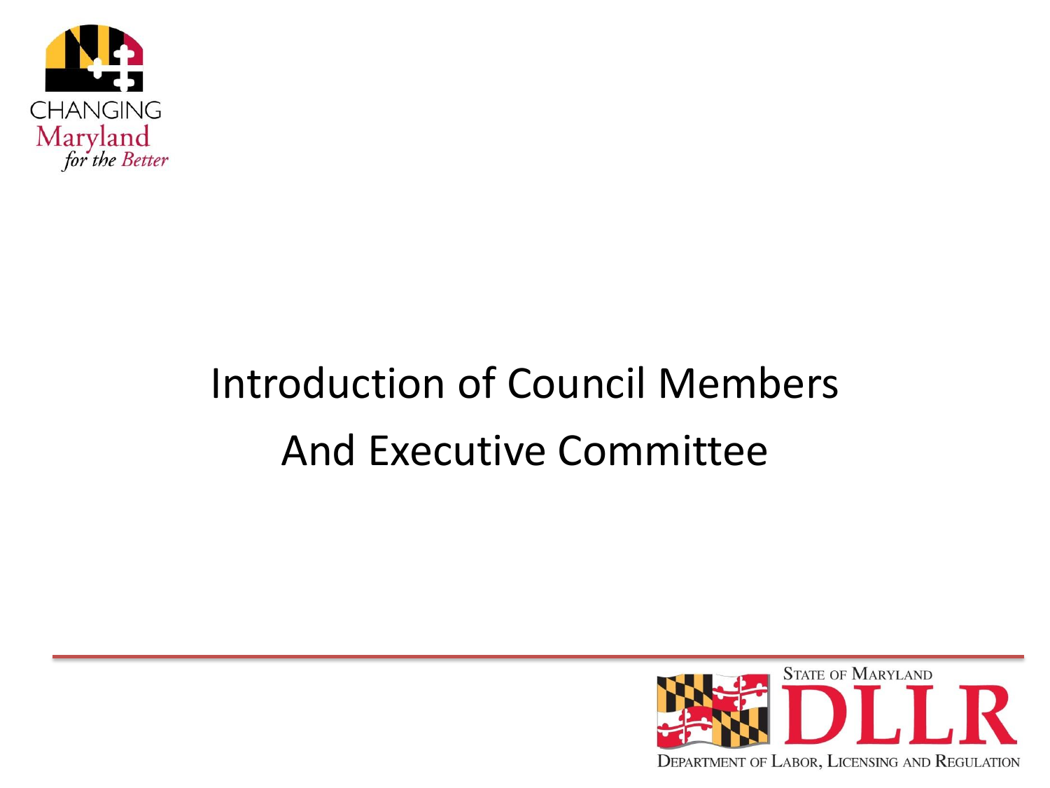# Introduction of Council Members And Executive Committee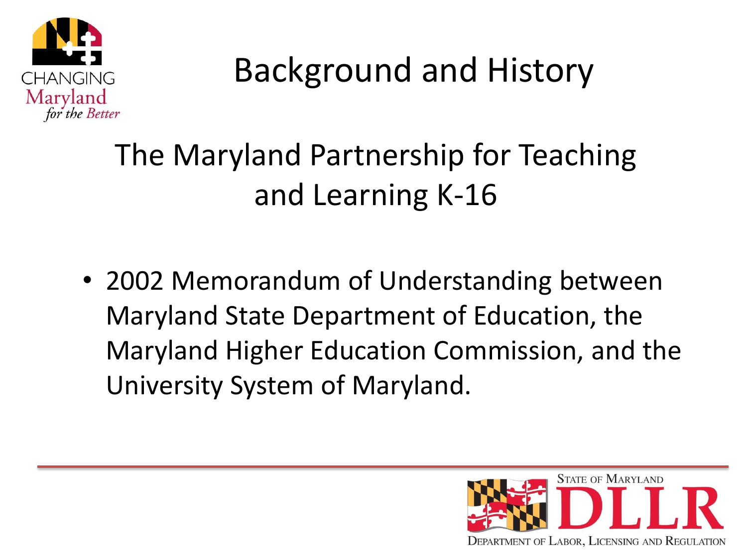# Background and History

## The Maryland Partnership for Teaching and Learning K-16

- 2002 Memorandum of Understanding between Maryland State Department of Education, the Maryland Higher Education Commission, and the University System of Maryland.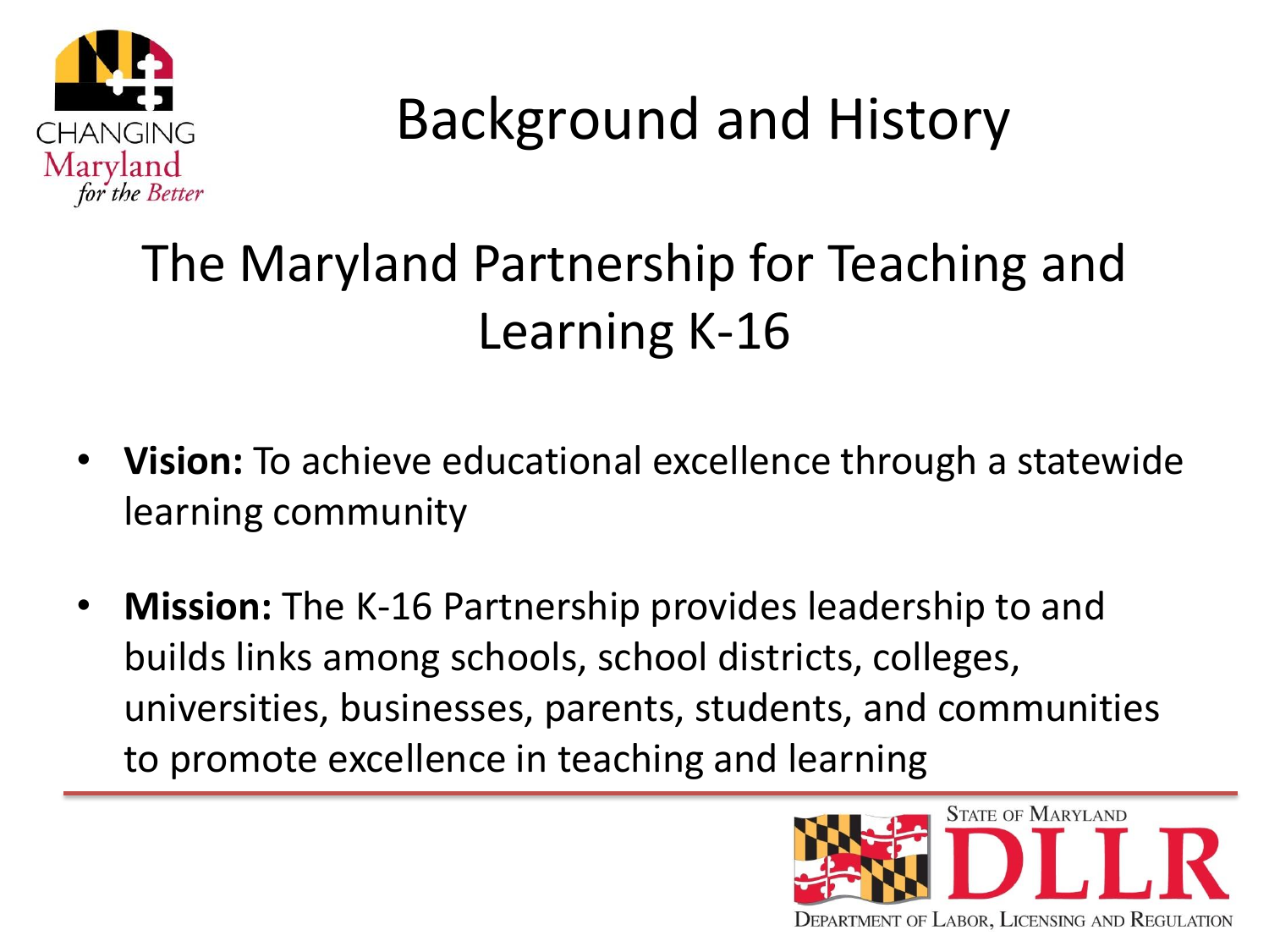# Background and History

## The Maryland Partnership for Teaching and Learning K-16

- **Vision:** To achieve educational excellence through a statewide learning community
- **Mission:** The K-16 Partnership provides leadership to and builds links among schools, school districts, colleges, universities, businesses, parents, students, and communities to promote excellence in teaching and learning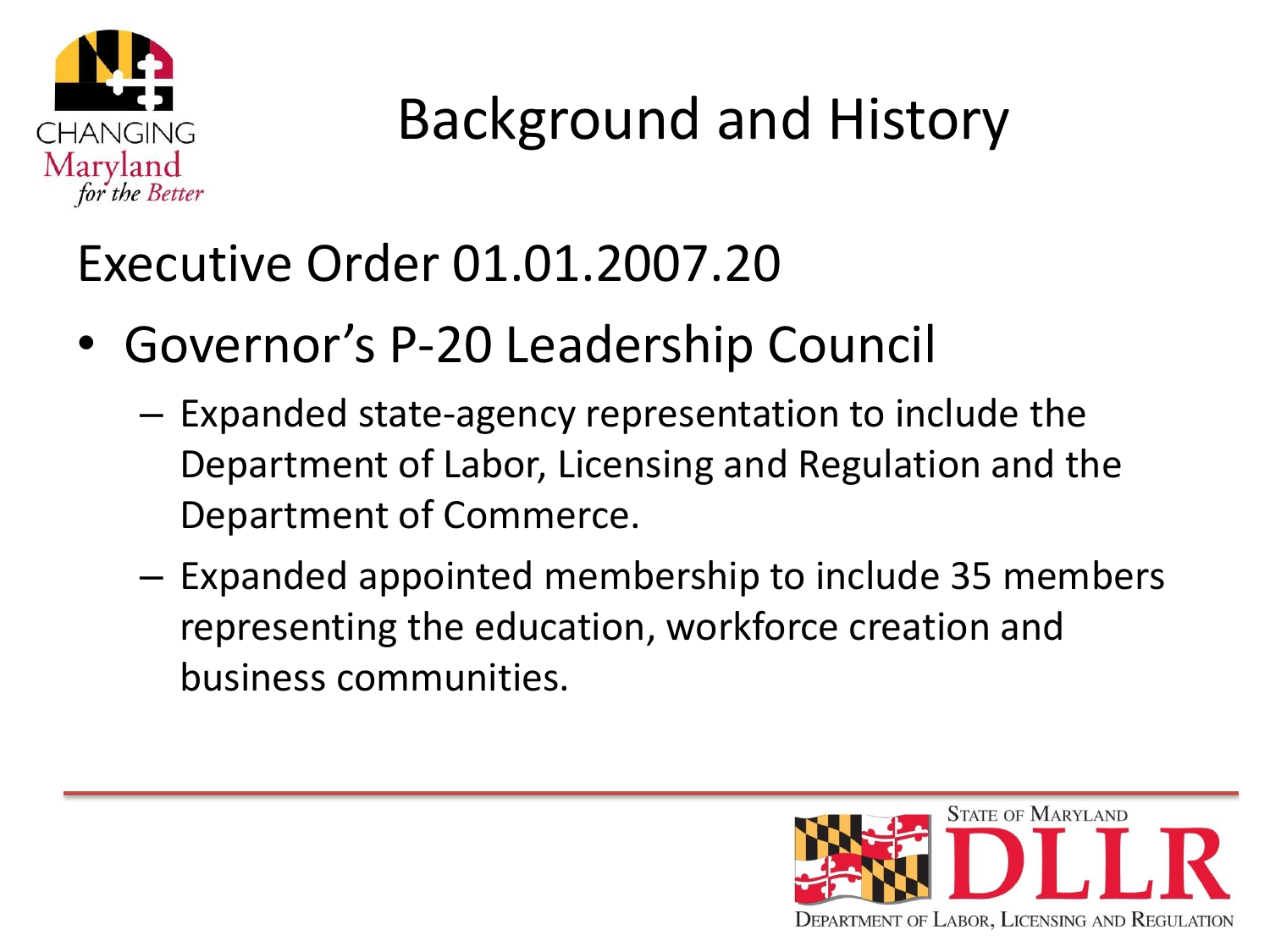# Background and History

## Executive Order 01.01.2007.20

- Governor's P-20 Leadership Council
  - Expanded state-agency representation to include the Department of Labor, Licensing and Regulation and the Department of Commerce.
  - Expanded appointed membership to include 35 members representing the education, workforce creation and business communities.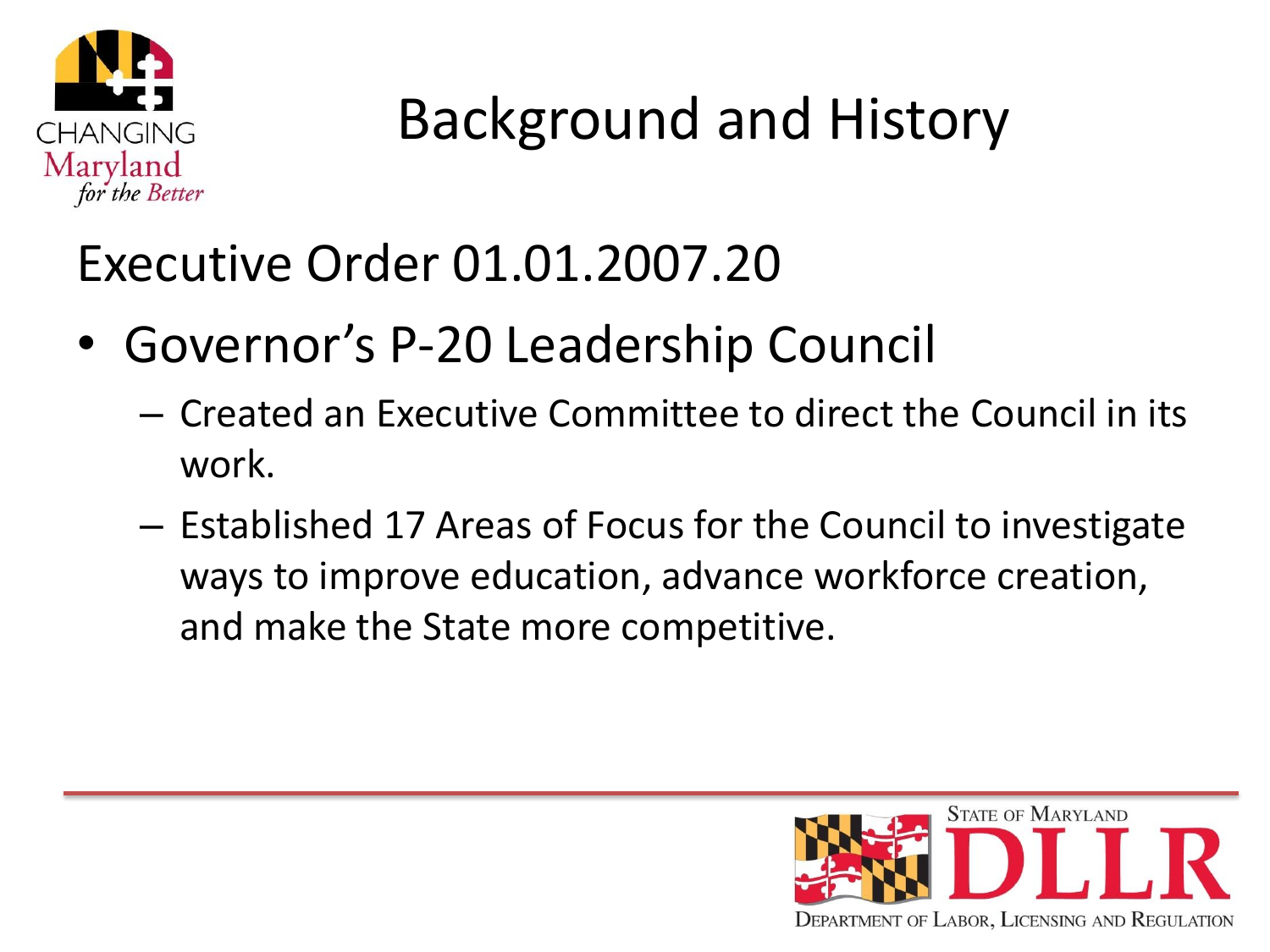# Background and History

## Executive Order 01.01.2007.20

- Governor's P-20 Leadership Council
  - Created an Executive Committee to direct the Council in its work.
  - Established 17 Areas of Focus for the Council to investigate ways to improve education, advance workforce creation, and make the State more competitive.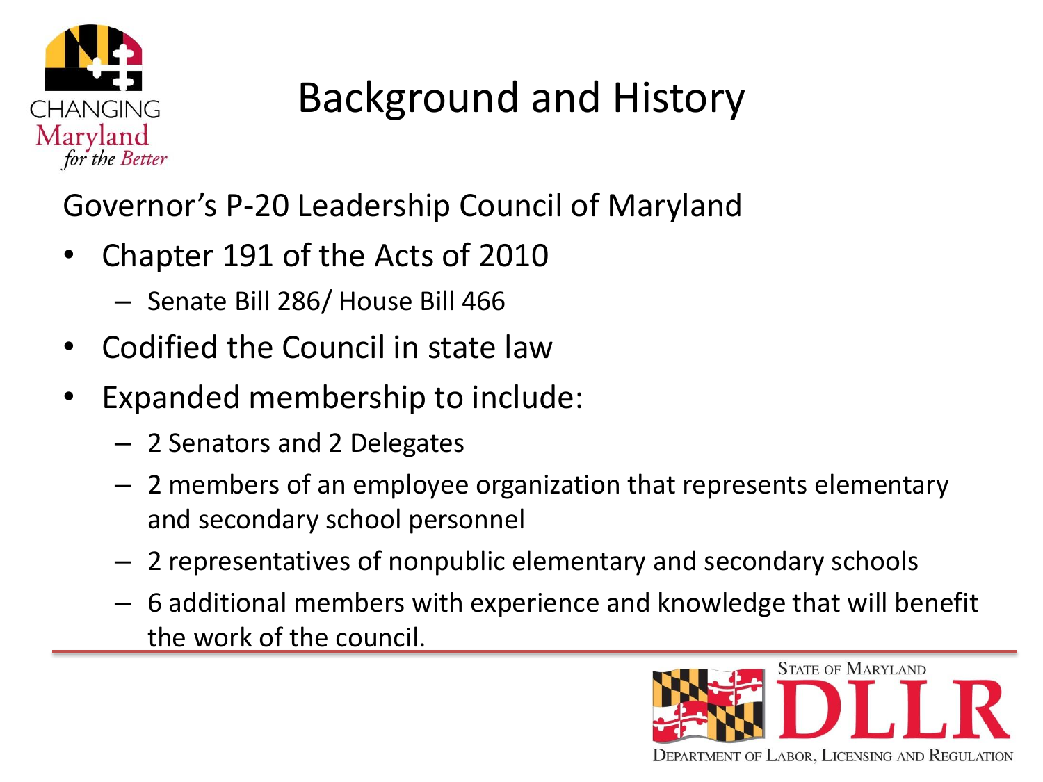# Background and History

Governor's P-20 Leadership Council of Maryland

- Chapter 191 of the Acts of 2010
  - Senate Bill 286/ House Bill 466
- Codified the Council in state law
- Expanded membership to include:
  - 2 Senators and 2 Delegates
  - 2 members of an employee organization that represents elementary and secondary school personnel
  - 2 representatives of nonpublic elementary and secondary schools
  - 6 additional members with experience and knowledge that will benefit the work of the council.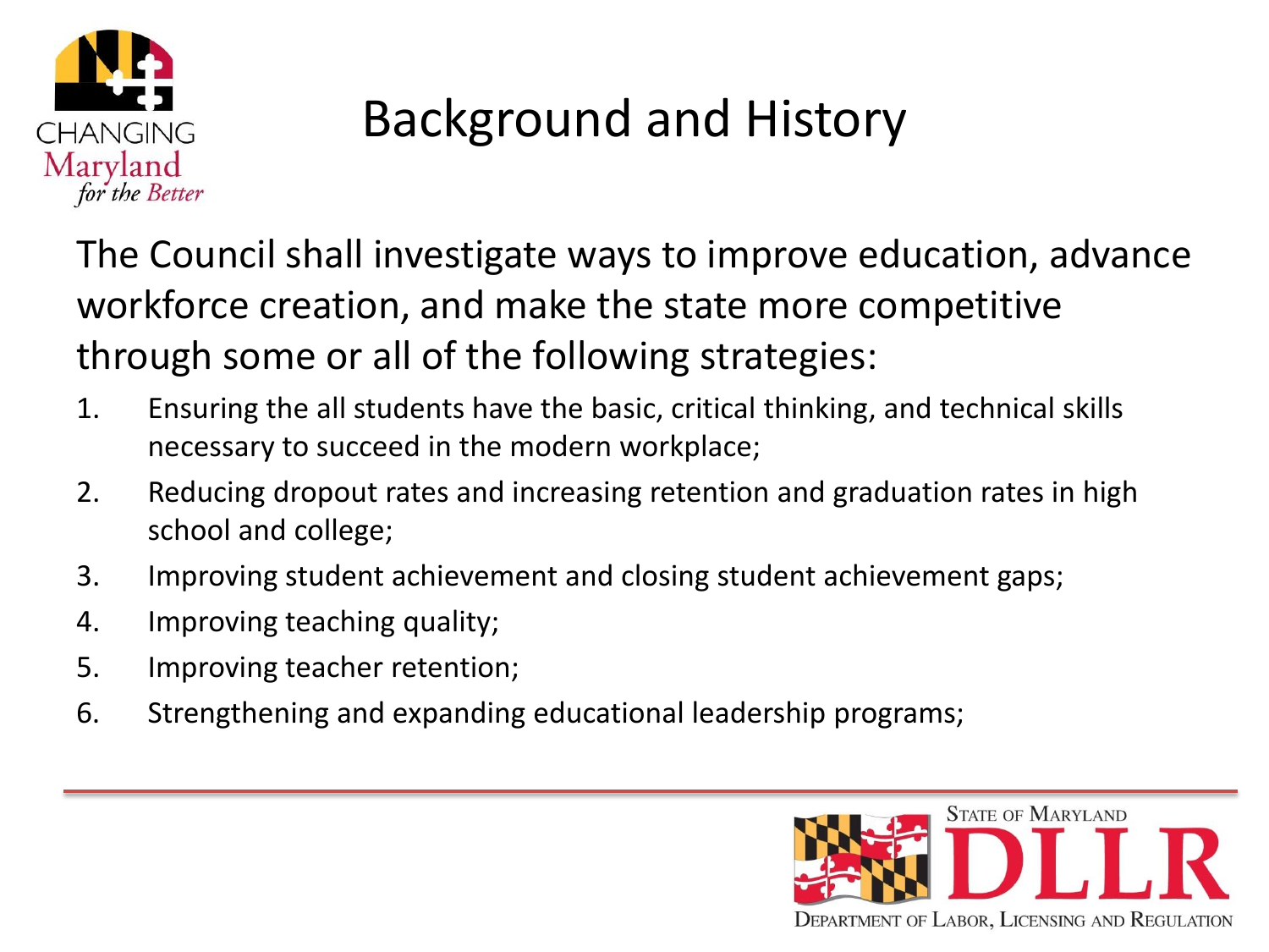# Background and History

The Council shall investigate ways to improve education, advance workforce creation, and make the state more competitive through some or all of the following strategies:

1. Ensuring the all students have the basic, critical thinking, and technical skills necessary to succeed in the modern workplace;
2. Reducing dropout rates and increasing retention and graduation rates in high school and college;
3. Improving student achievement and closing student achievement gaps;
4. Improving teaching quality;
5. Improving teacher retention;
6. Strengthening and expanding educational leadership programs;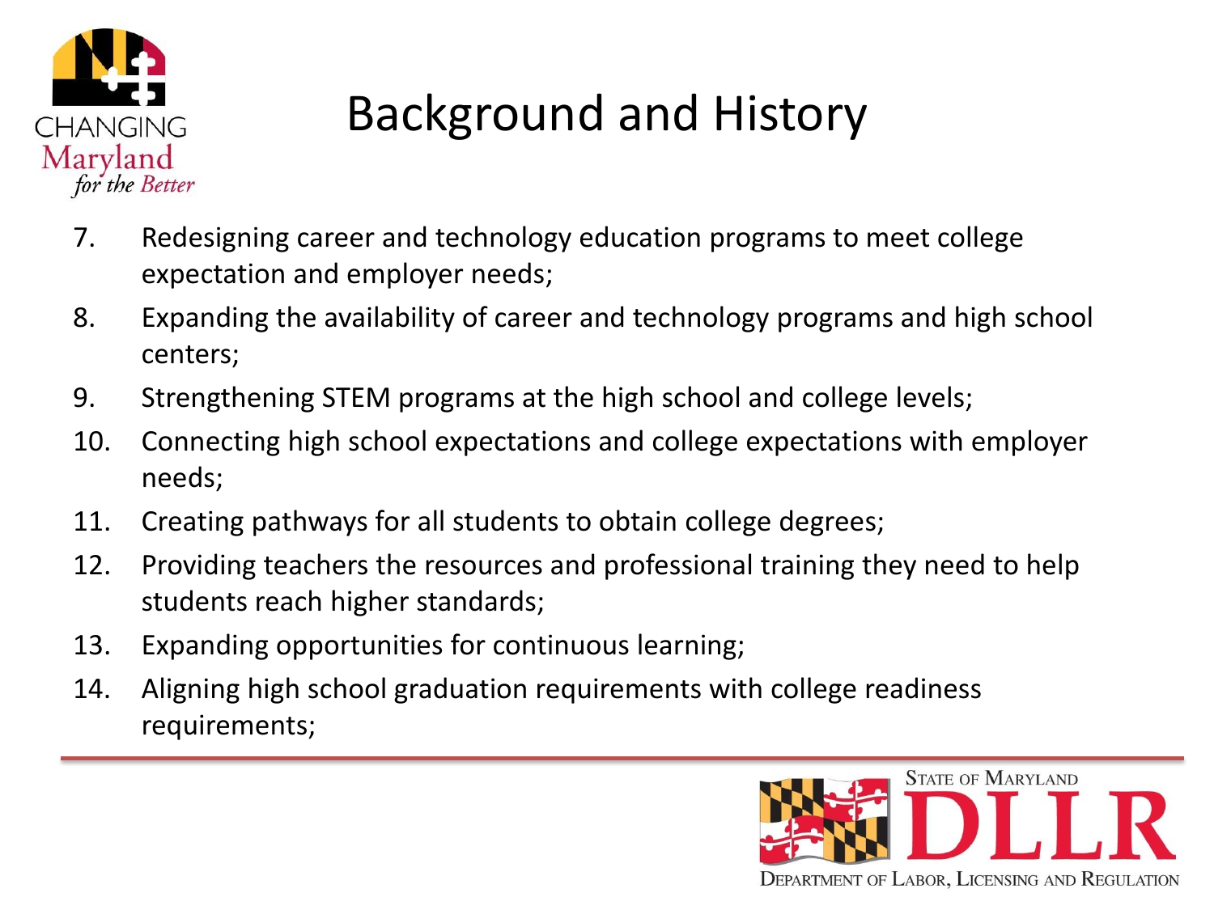# Background and History

7. Redesigning career and technology education programs to meet college expectation and employer needs;
8. Expanding the availability of career and technology programs and high school centers;
9. Strengthening STEM programs at the high school and college levels;
10. Connecting high school expectations and college expectations with employer needs;
11. Creating pathways for all students to obtain college degrees;
12. Providing teachers the resources and professional training they need to help students reach higher standards;
13. Expanding opportunities for continuous learning;
14. Aligning high school graduation requirements with college readiness requirements;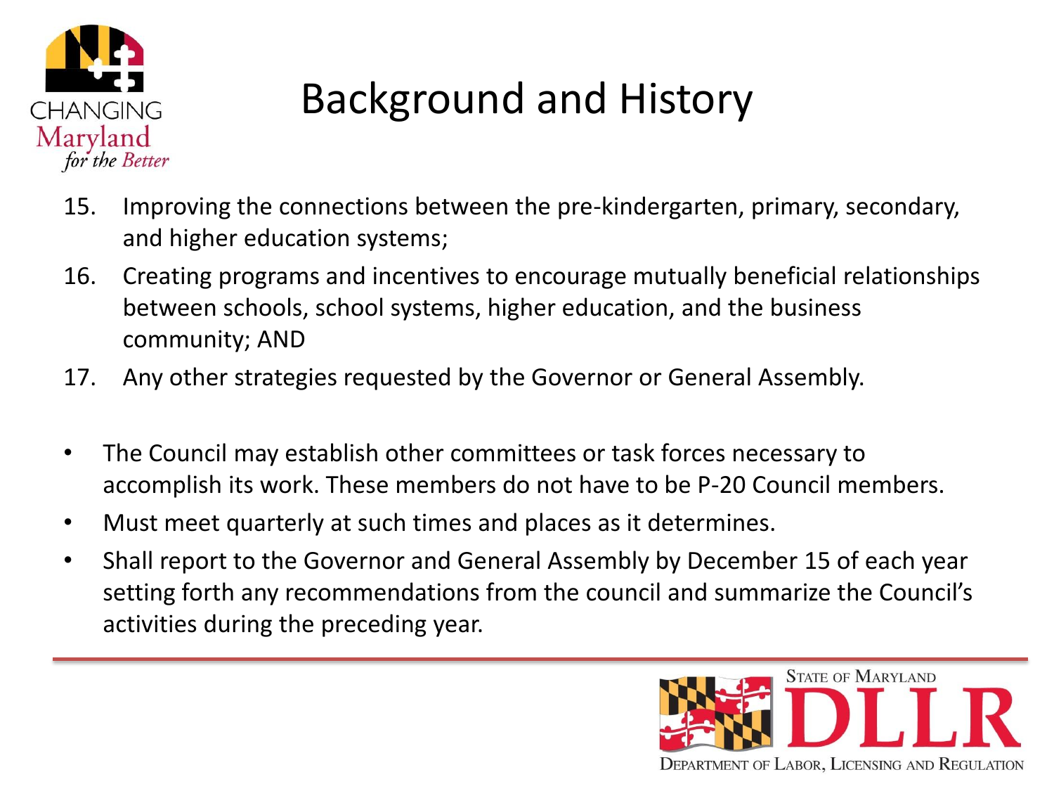# Background and History

15. Improving the connections between the pre-kindergarten, primary, secondary, and higher education systems;
16. Creating programs and incentives to encourage mutually beneficial relationships between schools, school systems, higher education, and the business community; AND
17. Any other strategies requested by the Governor or General Assembly.

- The Council may establish other committees or task forces necessary to accomplish its work. These members do not have to be P-20 Council members.
- Must meet quarterly at such times and places as it determines.
- Shall report to the Governor and General Assembly by December 15 of each year setting forth any recommendations from the council and summarize the Council's activities during the preceding year.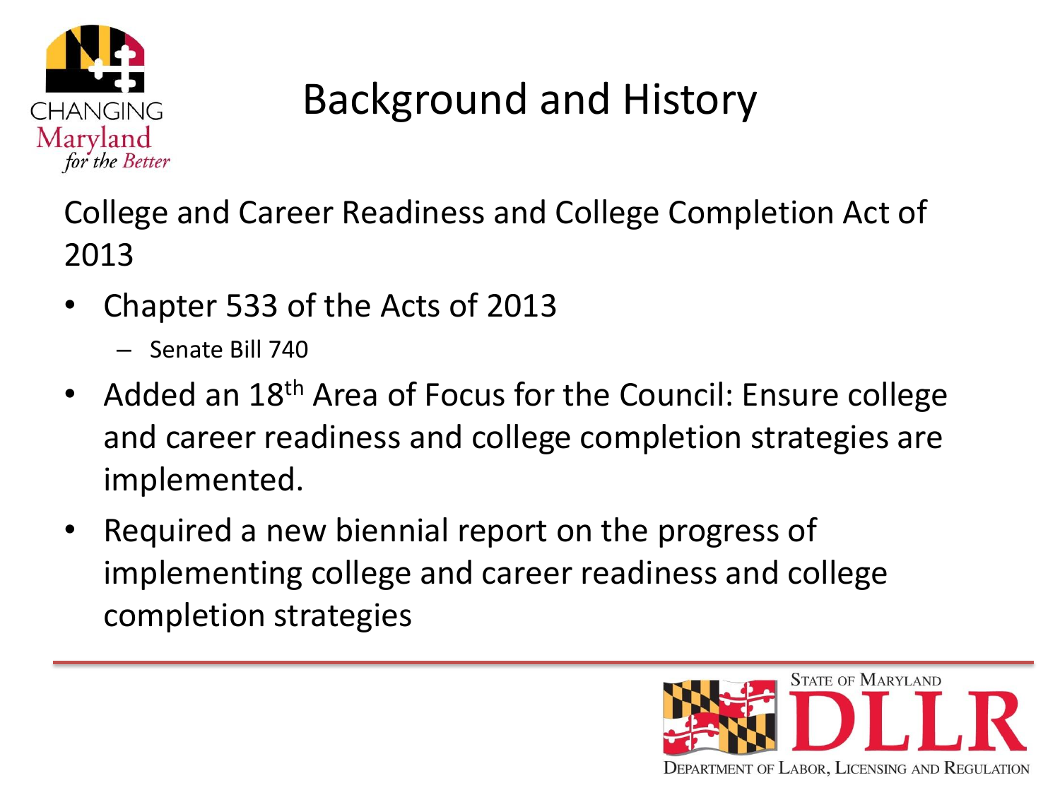# Background and History

College and Career Readiness and College Completion Act of 2013

- Chapter 533 of the Acts of 2013
  - Senate Bill 740
- Added an 18$^{th}$ Area of Focus for the Council: Ensure college and career readiness and college completion strategies are implemented.
- Required a new biennial report on the progress of implementing college and career readiness and college completion strategies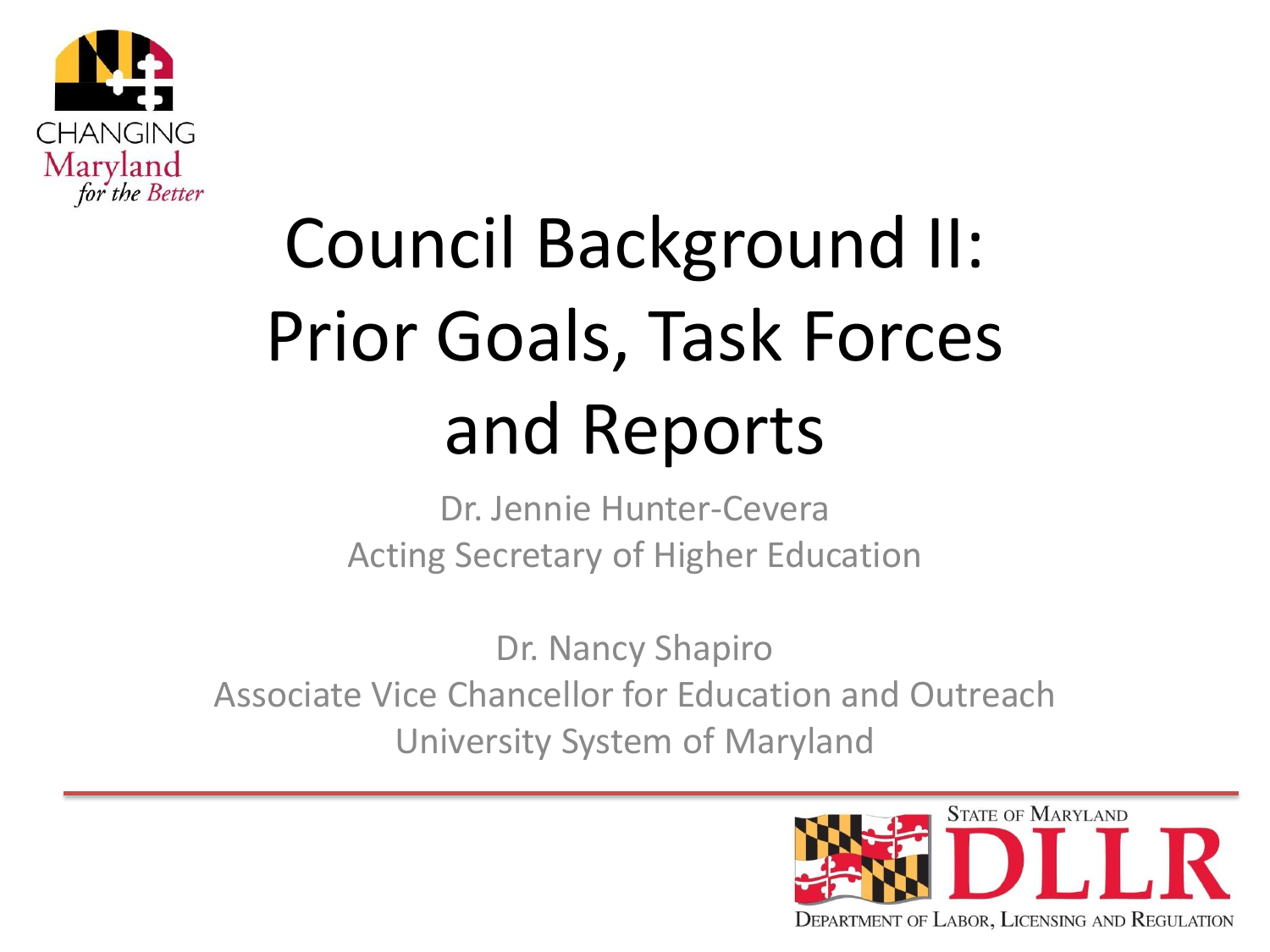# Council Background II: Prior Goals, Task Forces and Reports

Dr. Jennie Hunter-Cevera
Acting Secretary of Higher Education

Dr. Nancy Shapiro
Associate Vice Chancellor for Education and Outreach
University System of Maryland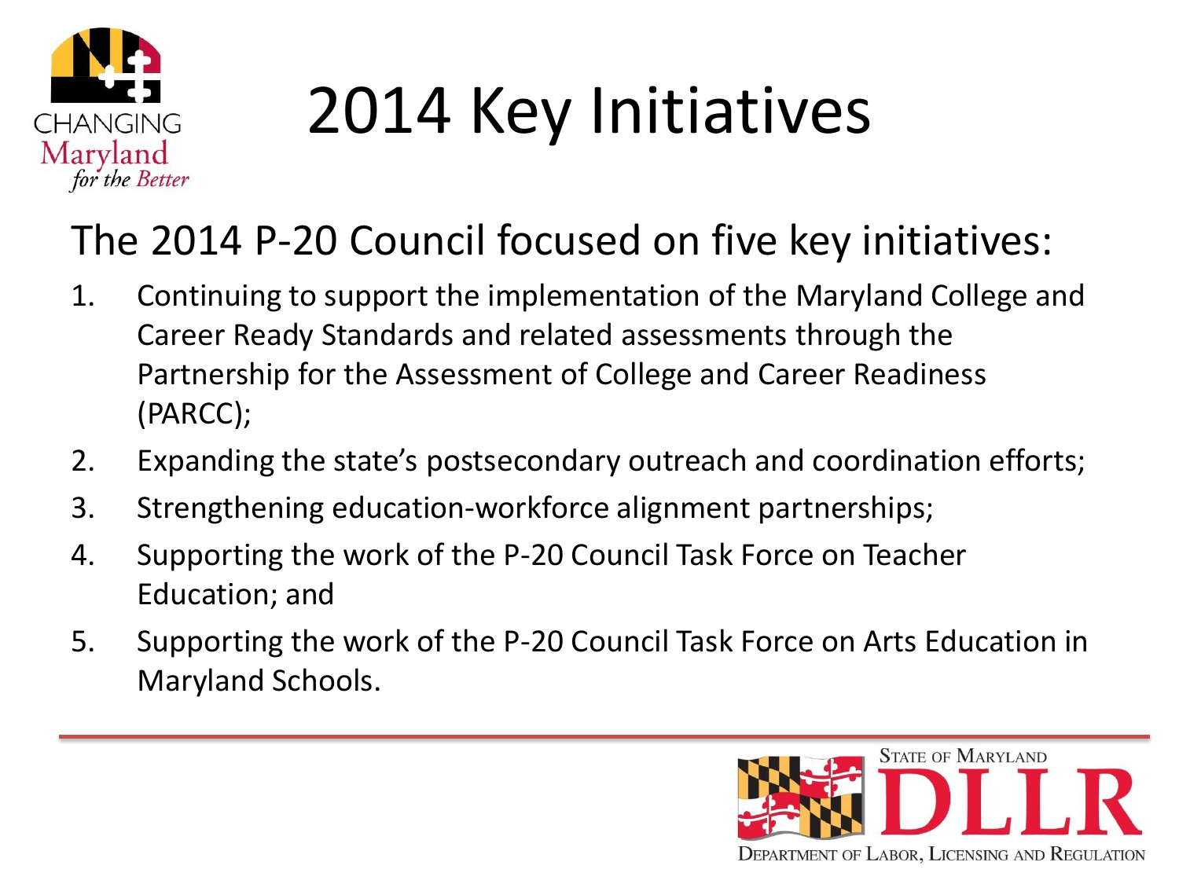# 2014 Key Initiatives

The 2014 P-20 Council focused on five key initiatives:

1. Continuing to support the implementation of the Maryland College and Career Ready Standards and related assessments through the Partnership for the Assessment of College and Career Readiness (PARCC);
2. Expanding the state's postsecondary outreach and coordination efforts;
3. Strengthening education-workforce alignment partnerships;
4. Supporting the work of the P-20 Council Task Force on Teacher Education; and
5. Supporting the work of the P-20 Council Task Force on Arts Education in Maryland Schools.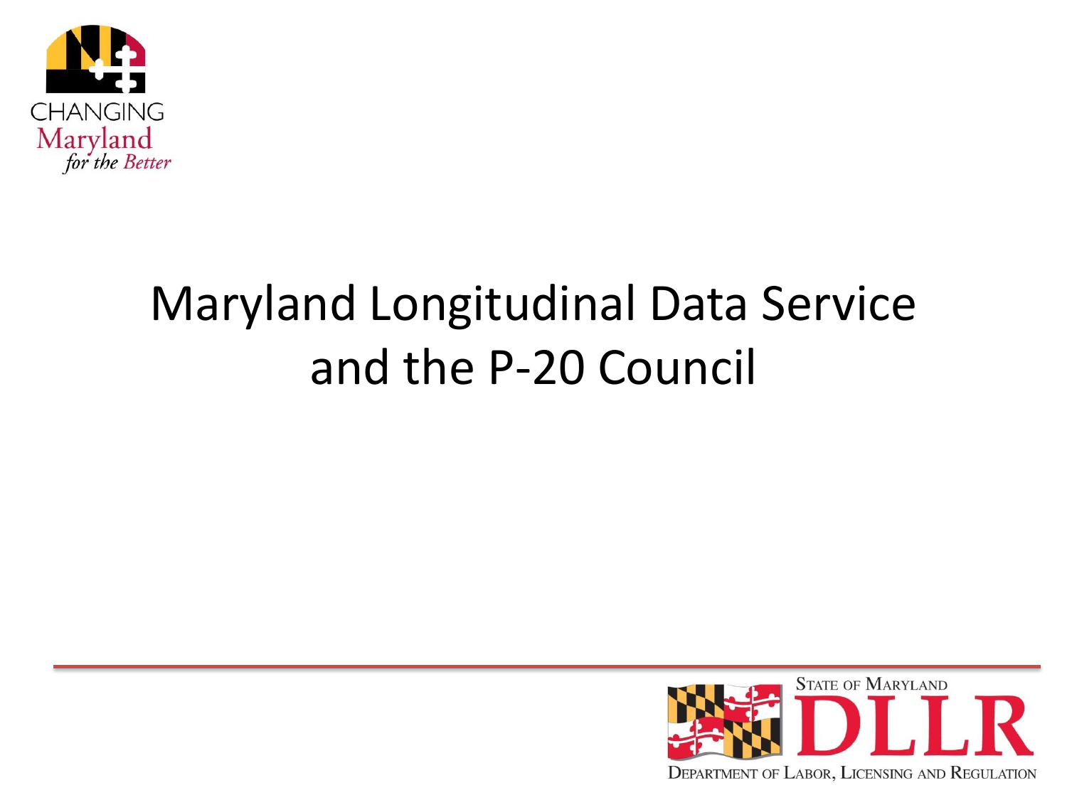# Maryland Longitudinal Data Service and the P-20 Council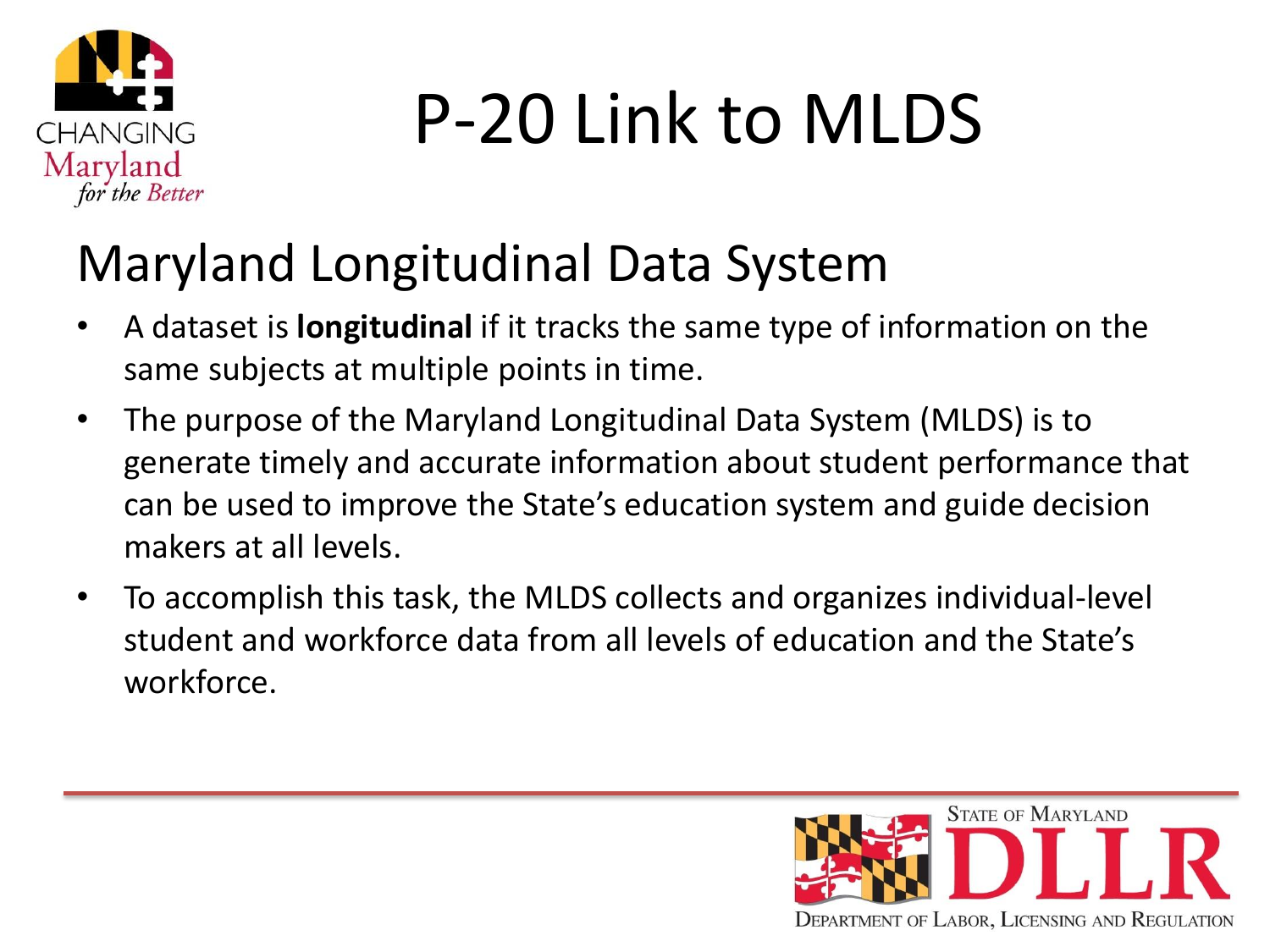# P-20 Link to MLDS

## Maryland Longitudinal Data System

- A dataset is **longitudinal** if it tracks the same type of information on the same subjects at multiple points in time.
- The purpose of the Maryland Longitudinal Data System (MLDS) is to generate timely and accurate information about student performance that can be used to improve the State's education system and guide decision makers at all levels.
- To accomplish this task, the MLDS collects and organizes individual-level student and workforce data from all levels of education and the State's workforce.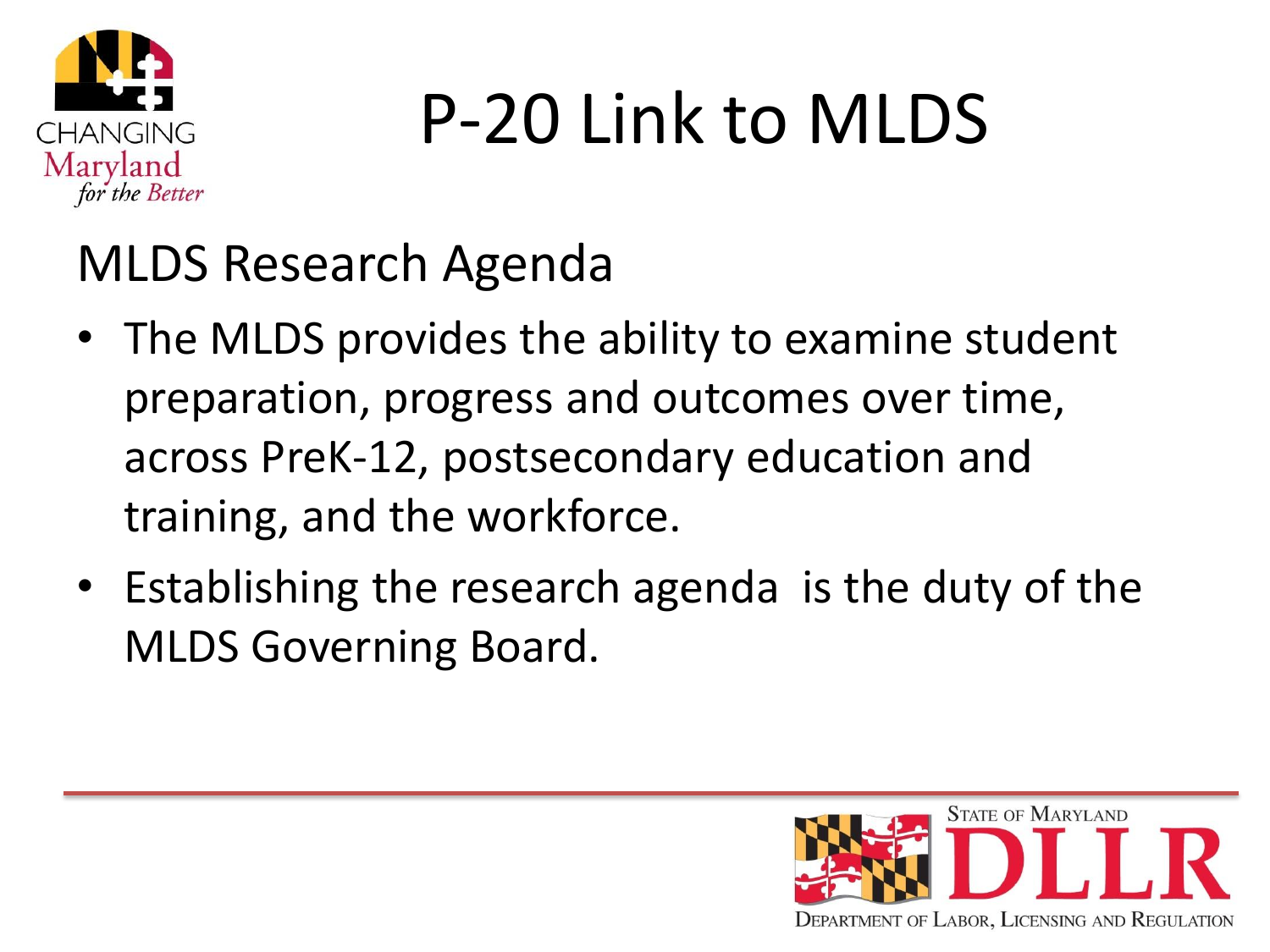# P-20 Link to MLDS

## MLDS Research Agenda

- The MLDS provides the ability to examine student preparation, progress and outcomes over time, across PreK-12, postsecondary education and training, and the workforce.
- Establishing the research agenda is the duty of the MLDS Governing Board.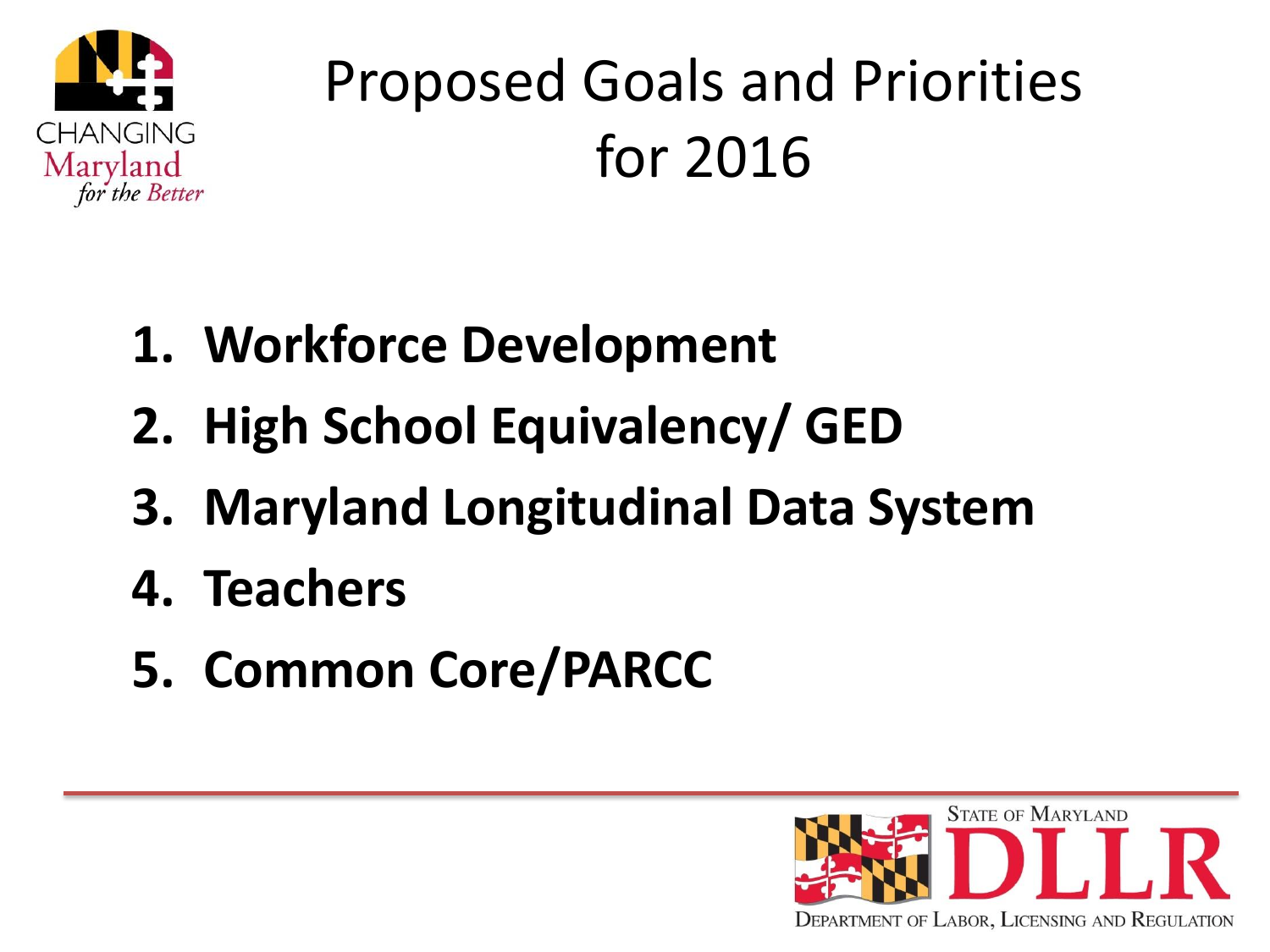# Proposed Goals and Priorities for 2016

1. **Workforce Development**
2. **High School Equivalency/ GED**
3. **Maryland Longitudinal Data System**
4. **Teachers**
5. **Common Core/PARCC**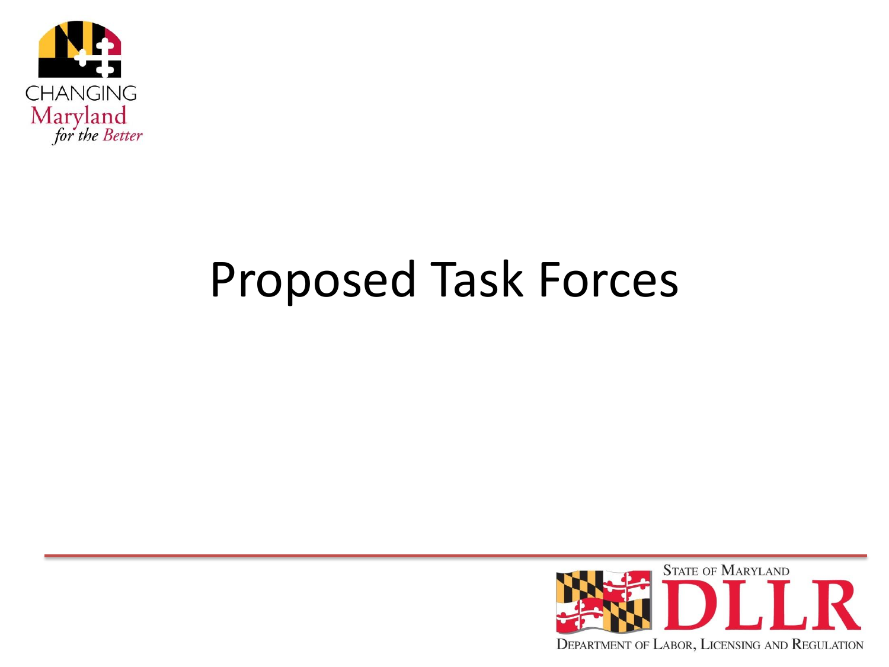# Proposed Task Forces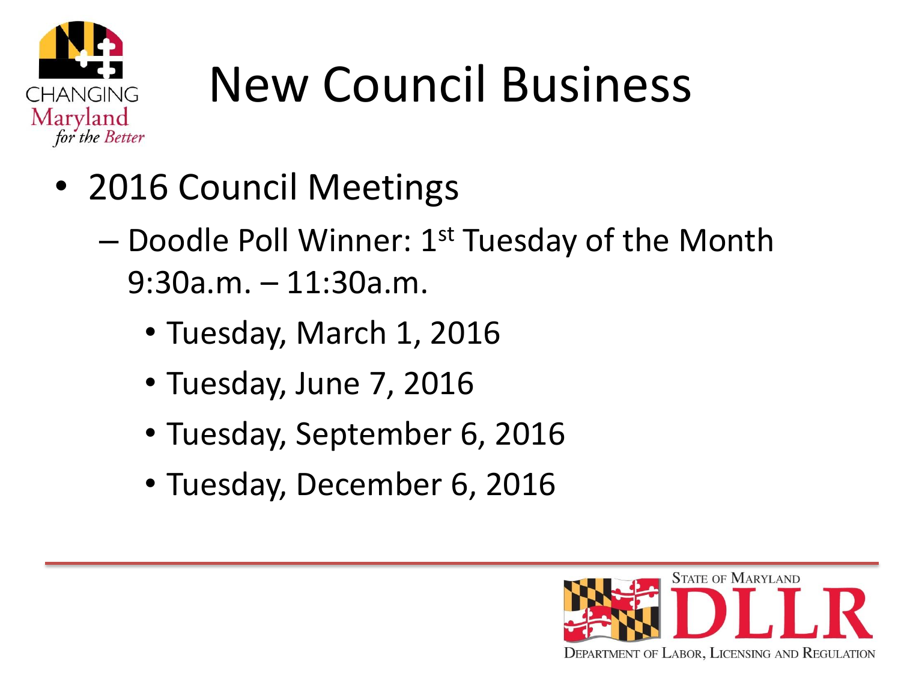# New Council Business

- 2016 Council Meetings
  - Doodle Poll Winner: 1st Tuesday of the Month 9:30a.m. – 11:30a.m.
    - Tuesday, March 1, 2016
    - Tuesday, June 7, 2016
    - Tuesday, September 6, 2016
    - Tuesday, December 6, 2016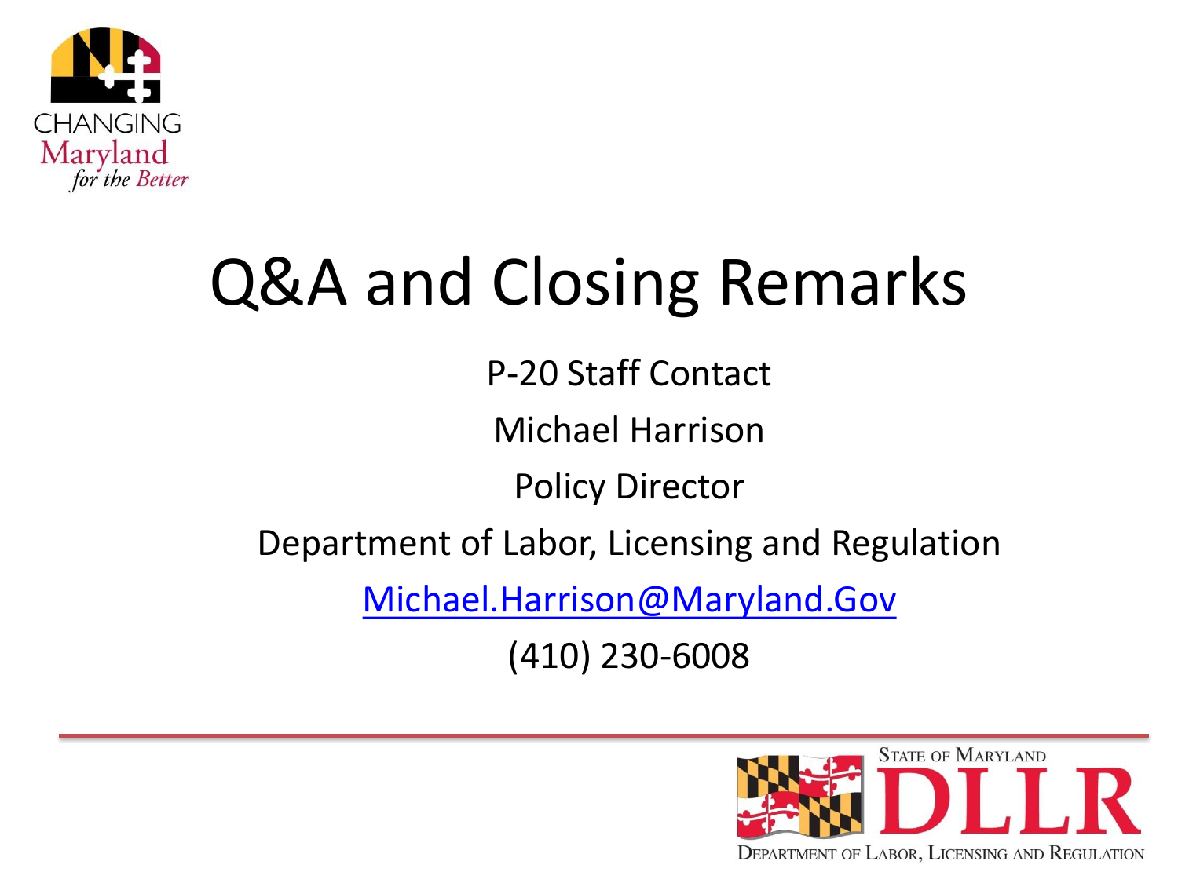# Q&A and Closing Remarks

P-20 Staff Contact

Michael Harrison

Policy Director

Department of Labor, Licensing and Regulation

Michael.Harrison@Maryland.Gov

(410) 230-6008